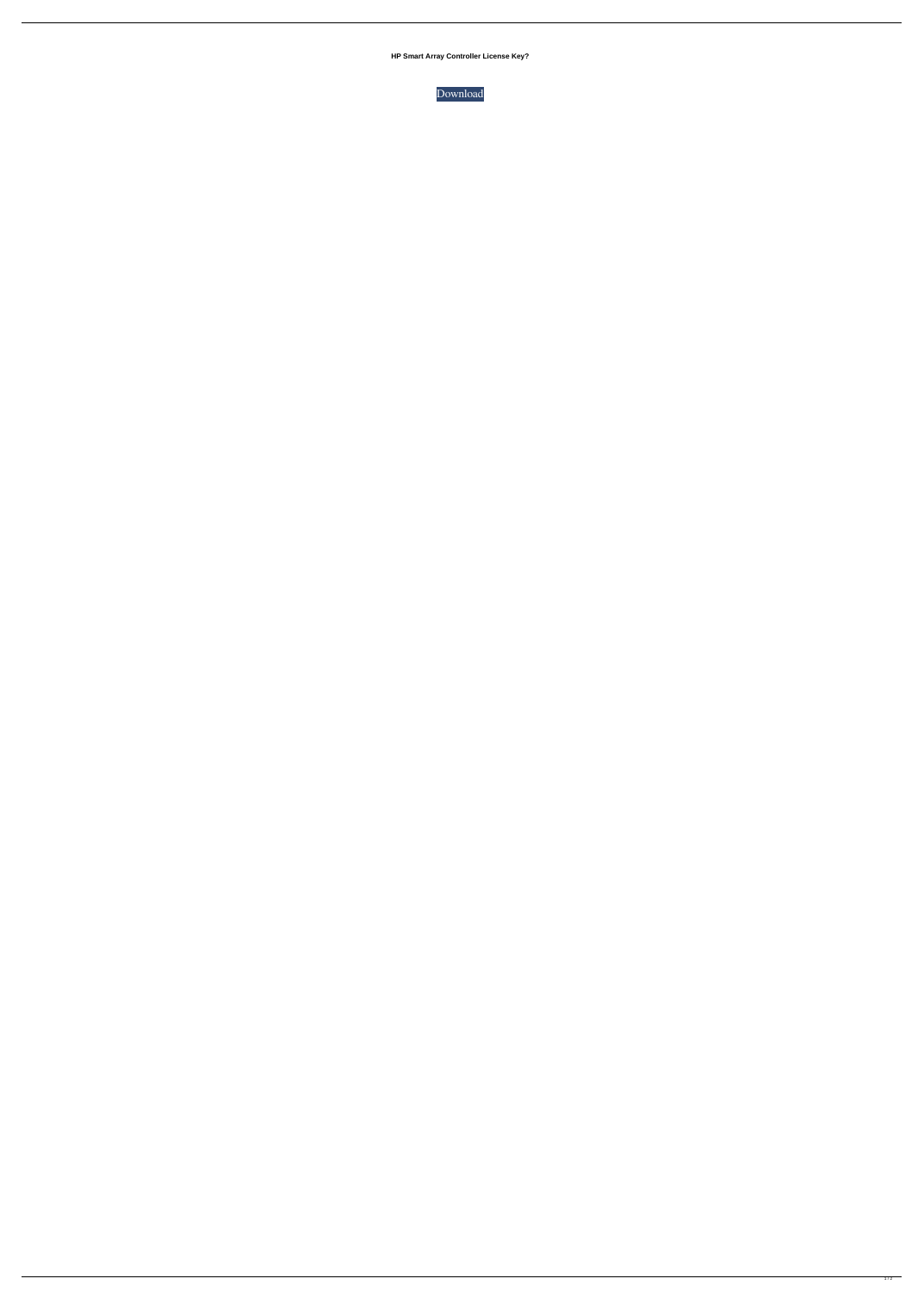**HP Smart Array Controller License Key?**

Download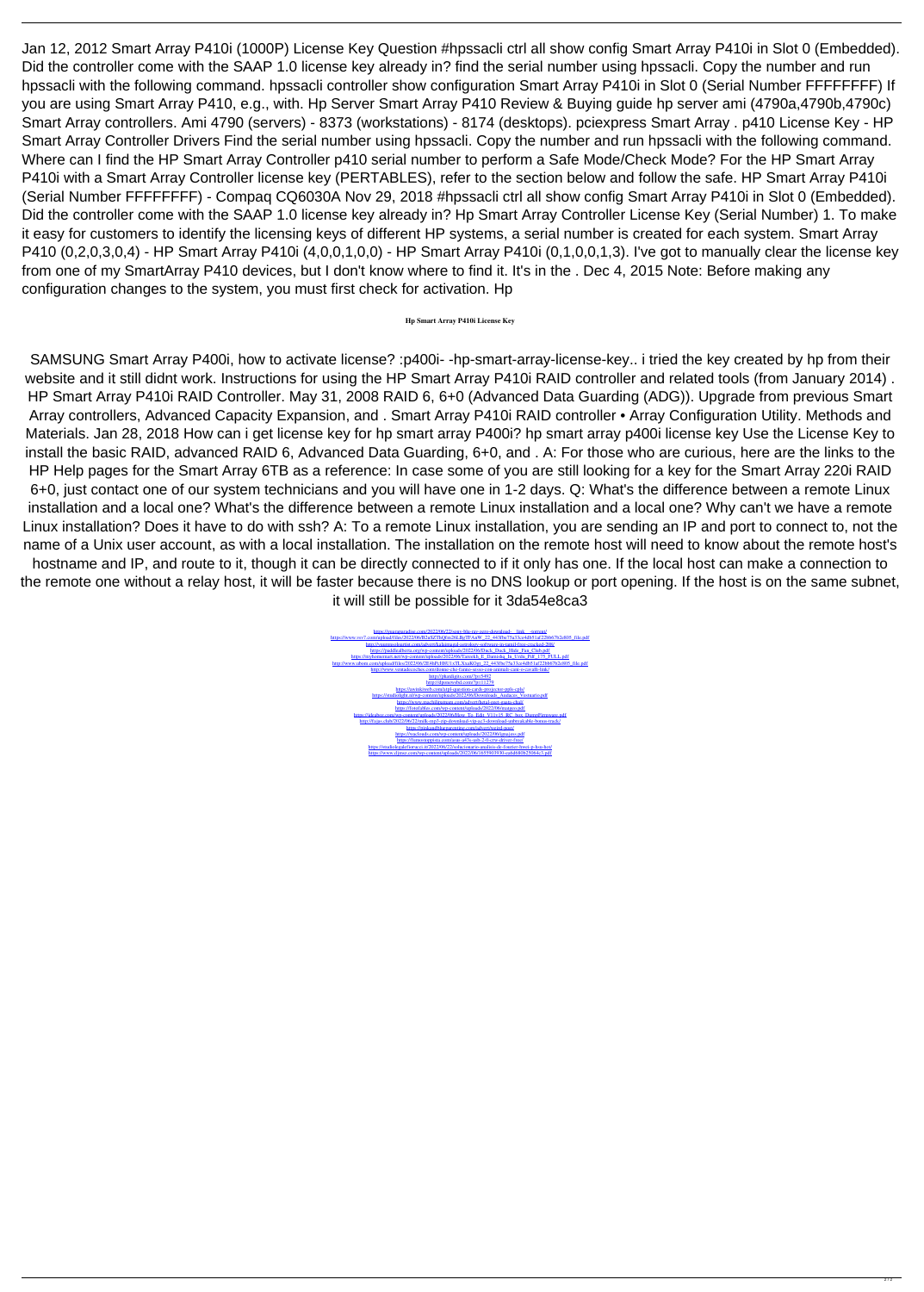Jan 12, 2012 Smart Array P410i (1000P) License Key Question #hpssacli ctrl all show config Smart Array P410i in Slot 0 (Embedded). Did the controller come with the SAAP 1.0 license key already in? find the serial number using hpssacli. Copy the number and run hpssacli with the following command. hpssacli controller show configuration Smart Array P410i in Slot 0 (Serial Number FFFFFFFF) If you are using Smart Array P410, e.g., with. Hp Server Smart Array P410 Review & Buying guide hp server ami (4790a,4790b,4790c) Smart Array controllers. Ami 4790 (servers) - 8373 (workstations) - 8174 (desktops). pciexpress Smart Array . p410 License Key - HP Smart Array Controller Drivers Find the serial number using hpssacli. Copy the number and run hpssacli with the following command. Where can I find the HP Smart Array Controller p410 serial number to perform a Safe Mode/Check Mode? For the HP Smart Array P410i with a Smart Array Controller license key (PERTABLES), refer to the section below and follow the safe. HP Smart Array P410i (Serial Number FFFFFFFF) - Compaq CQ6030A Nov 29, 2018 #hpssacli ctrl all show config Smart Array P410i in Slot 0 (Embedded). Did the controller come with the SAAP 1.0 license key already in? Hp Smart Array Controller License Key (Serial Number) 1. To make it easy for customers to identify the licensing keys of different HP systems, a serial number is created for each system. Smart Array P410 (0,2,0,3,0,4) - HP Smart Array P410i (4,0,0,1,0,0) - HP Smart Array P410i (0,1,0,0,1,3). I've got to manually clear the license key from one of my SmartArray P410 devices, but I don't know where to find it. It's in the . Dec 4, 2015 Note: Before making any configuration changes to the system, you must first check for activation. Hp

**Hp Smart Array P410i License Key**

SAMSUNG Smart Array P400i, how to activate license? :p400i- -hp-smart-array-license-key.. i tried the key created by hp from their website and it still didnt work. Instructions for using the HP Smart Array P410i RAID controller and related tools (from January 2014) . HP Smart Array P410i RAID Controller. May 31, 2008 RAID 6, 6+0 (Advanced Data Guarding (ADG)). Upgrade from previous Smart Array controllers, Advanced Capacity Expansion, and . Smart Array P410i RAID controller • Array Configuration Utility. Methods and Materials. Jan 28, 2018 How can i get license key for hp smart array P400i? hp smart array p400i license key Use the License Key to install the basic RAID, advanced RAID 6, Advanced Data Guarding, 6+0, and . A: For those who are curious, here are the links to the HP Help pages for the Smart Array 6TB as a reference: In case some of you are still looking for a key for the Smart Array 220i RAID 6+0, just contact one of our system technicians and you will have one in 1-2 days. Q: What's the difference between a remote Linux installation and a local one? What's the difference between a remote Linux installation and a local one? Why can't we have a remote Linux installation? Does it have to do with ssh? A: To a remote Linux installation, you are sending an IP and port to connect to, not the name of a Unix user account, as with a local installation. The installation on the remote host will need to know about the remote host's hostname and IP, and route to it, though it can be directly connected to if it only has one. If the local host can make a connection to the remote one without a relay host, it will be faster because there is no DNS lookup or port opening. If the host is on the same subnet, it will still be possible for it 3da54e8ca3

https://www.vsv7.com/upload/files/2022/06/B2aSZTbQ9m26LBgTFAaW_22_445f0e75a33ce4db51af22bb67b2e805_file.pdf
https://paddlealberta.org/wp-content/uploads/2022/06/Duck_Duck_Hide_Fan_Club.pdf
https://myhomemart.net/wp-content/uploads/2022/06/Tareekh_E_Damishq_In_Urdu_Pdf_175_FULL.pdf
http://www.ventadecoches.com/donne-che-fanno-sesso-con-animali-cani-e-cavalli-link/
http://pikaleurs.com/?p=5492
http://djpuneonline.com/?p=11276
https://studiolight.nl/wp-content/uploads/2022/06/Downloads_Audacia_Vestuario.pdf
https://fotofables.com/wp-content/uploads/2022/06/maagros.pdf
https://oscloudz.com/wp-content/uploads/2022/06/gmajess.pdf
https://studiolegalefiorucci.it/2022/06/22/solucionario-analisis-de-fourier-hwei-p-hsu-hot/